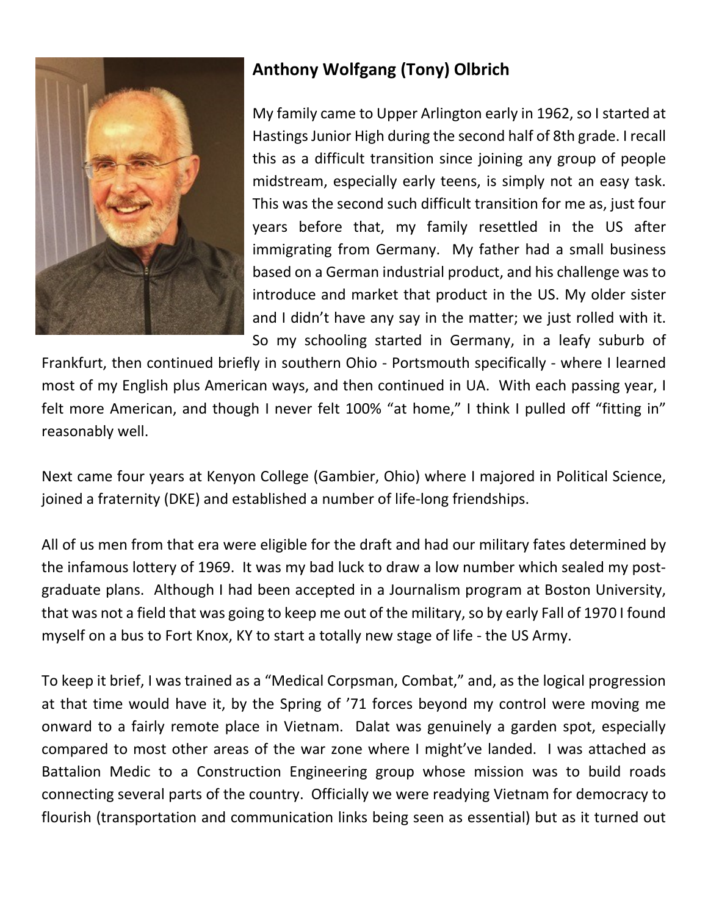## Anthony Wolfgang (Tony) Olbrich

My family came to Upper Arlington early in 1962, so I started at Hastings Junior High during the second half of 8th grade. I recall this as a difficult transition since joining any group of people midstream, especially early teens, is simply not an easy task. This was the second such difficult transition for me as, just four years before that, my family resettled in the US after immigrating from Germany. My father had a small business based on a German industrial product, and his challenge was to introduce and market that product in the US. My older sister and I didn't have any say in the matter; we just rolled with it. So my schooling started in Germany, in a leafy suburb of Frankfurt, then continued briefly in southern Ohio - Portsmouth specifically - where I learned most of my English plus American ways, and then continued in UA. With each passing year, I felt more American, and though I never felt 100% "at home," I think I pulled off "fitting in" reasonably well.

Next came four years at Kenyon College (Gambier, Ohio) where I majored in Political Science, joined a fraternity (DKE) and established a number of life-long friendships.

All of us men from that era were eligible for the draft and had our military fates determined by the infamous lottery of 1969. It was my bad luck to draw a low number which sealed my post-graduate plans. Although I had been accepted in a Journalism program at Boston University, that was not a field that was going to keep me out of the military, so by early Fall of 1970 I found myself on a bus to Fort Knox, KY to start a totally new stage of life - the US Army.

To keep it brief, I was trained as a "Medical Corpsman, Combat," and, as the logical progression at that time would have it, by the Spring of '71 forces beyond my control were moving me onward to a fairly remote place in Vietnam. Dalat was genuinely a garden spot, especially compared to most other areas of the war zone where I might've landed. I was attached as Battalion Medic to a Construction Engineering group whose mission was to build roads connecting several parts of the country. Officially we were readying Vietnam for democracy to flourish (transportation and communication links being seen as essential) but as it turned out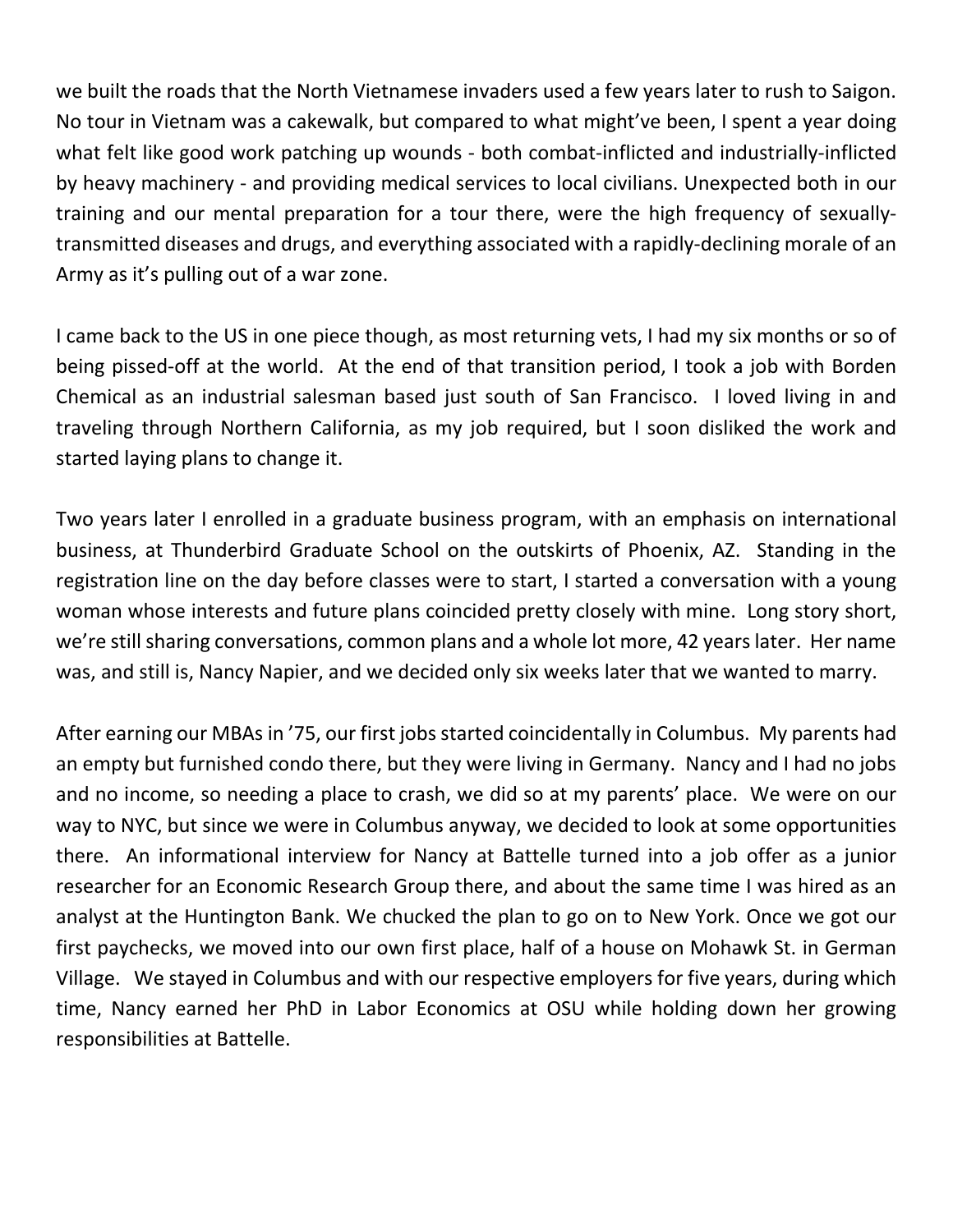we built the roads that the North Vietnamese invaders used a few years later to rush to Saigon. No tour in Vietnam was a cakewalk, but compared to what might've been, I spent a year doing what felt like good work patching up wounds - both combat-inflicted and industrially-inflicted by heavy machinery - and providing medical services to local civilians. Unexpected both in our training and our mental preparation for a tour there, were the high frequency of sexually-transmitted diseases and drugs, and everything associated with a rapidly-declining morale of an Army as it's pulling out of a war zone.

I came back to the US in one piece though, as most returning vets, I had my six months or so of being pissed-off at the world. At the end of that transition period, I took a job with Borden Chemical as an industrial salesman based just south of San Francisco. I loved living in and traveling through Northern California, as my job required, but I soon disliked the work and started laying plans to change it.

Two years later I enrolled in a graduate business program, with an emphasis on international business, at Thunderbird Graduate School on the outskirts of Phoenix, AZ. Standing in the registration line on the day before classes were to start, I started a conversation with a young woman whose interests and future plans coincided pretty closely with mine. Long story short, we're still sharing conversations, common plans and a whole lot more, 42 years later. Her name was, and still is, Nancy Napier, and we decided only six weeks later that we wanted to marry.

After earning our MBAs in '75, our first jobs started coincidentally in Columbus. My parents had an empty but furnished condo there, but they were living in Germany. Nancy and I had no jobs and no income, so needing a place to crash, we did so at my parents' place. We were on our way to NYC, but since we were in Columbus anyway, we decided to look at some opportunities there. An informational interview for Nancy at Battelle turned into a job offer as a junior researcher for an Economic Research Group there, and about the same time I was hired as an analyst at the Huntington Bank. We chucked the plan to go on to New York. Once we got our first paychecks, we moved into our own first place, half of a house on Mohawk St. in German Village. We stayed in Columbus and with our respective employers for five years, during which time, Nancy earned her PhD in Labor Economics at OSU while holding down her growing responsibilities at Battelle.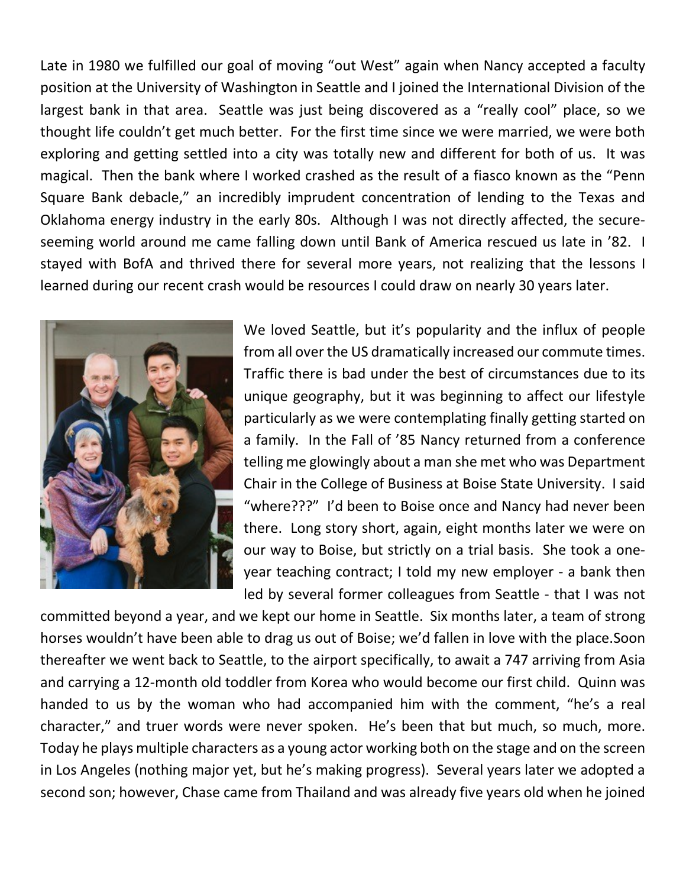Late in 1980 we fulfilled our goal of moving "out West" again when Nancy accepted a faculty position at the University of Washington in Seattle and I joined the International Division of the largest bank in that area. Seattle was just being discovered as a "really cool" place, so we thought life couldn't get much better. For the first time since we were married, we were both exploring and getting settled into a city was totally new and different for both of us. It was magical. Then the bank where I worked crashed as the result of a fiasco known as the "Penn Square Bank debacle," an incredibly imprudent concentration of lending to the Texas and Oklahoma energy industry in the early 80s. Although I was not directly affected, the secure-seeming world around me came falling down until Bank of America rescued us late in '82. I stayed with BofA and thrived there for several more years, not realizing that the lessons I learned during our recent crash would be resources I could draw on nearly 30 years later.

We loved Seattle, but it's popularity and the influx of people from all over the US dramatically increased our commute times. Traffic there is bad under the best of circumstances due to its unique geography, but it was beginning to affect our lifestyle particularly as we were contemplating finally getting started on a family. In the Fall of '85 Nancy returned from a conference telling me glowingly about a man she met who was Department Chair in the College of Business at Boise State University. I said "where???" I'd been to Boise once and Nancy had never been there. Long story short, again, eight months later we were on our way to Boise, but strictly on a trial basis. She took a one-year teaching contract; I told my new employer - a bank then led by several former colleagues from Seattle - that I was not committed beyond a year, and we kept our home in Seattle. Six months later, a team of strong horses wouldn't have been able to drag us out of Boise; we'd fallen in love with the place.Soon thereafter we went back to Seattle, to the airport specifically, to await a 747 arriving from Asia and carrying a 12-month old toddler from Korea who would become our first child. Quinn was handed to us by the woman who had accompanied him with the comment, "he's a real character," and truer words were never spoken. He's been that but much, so much, more. Today he plays multiple characters as a young actor working both on the stage and on the screen in Los Angeles (nothing major yet, but he's making progress). Several years later we adopted a second son; however, Chase came from Thailand and was already five years old when he joined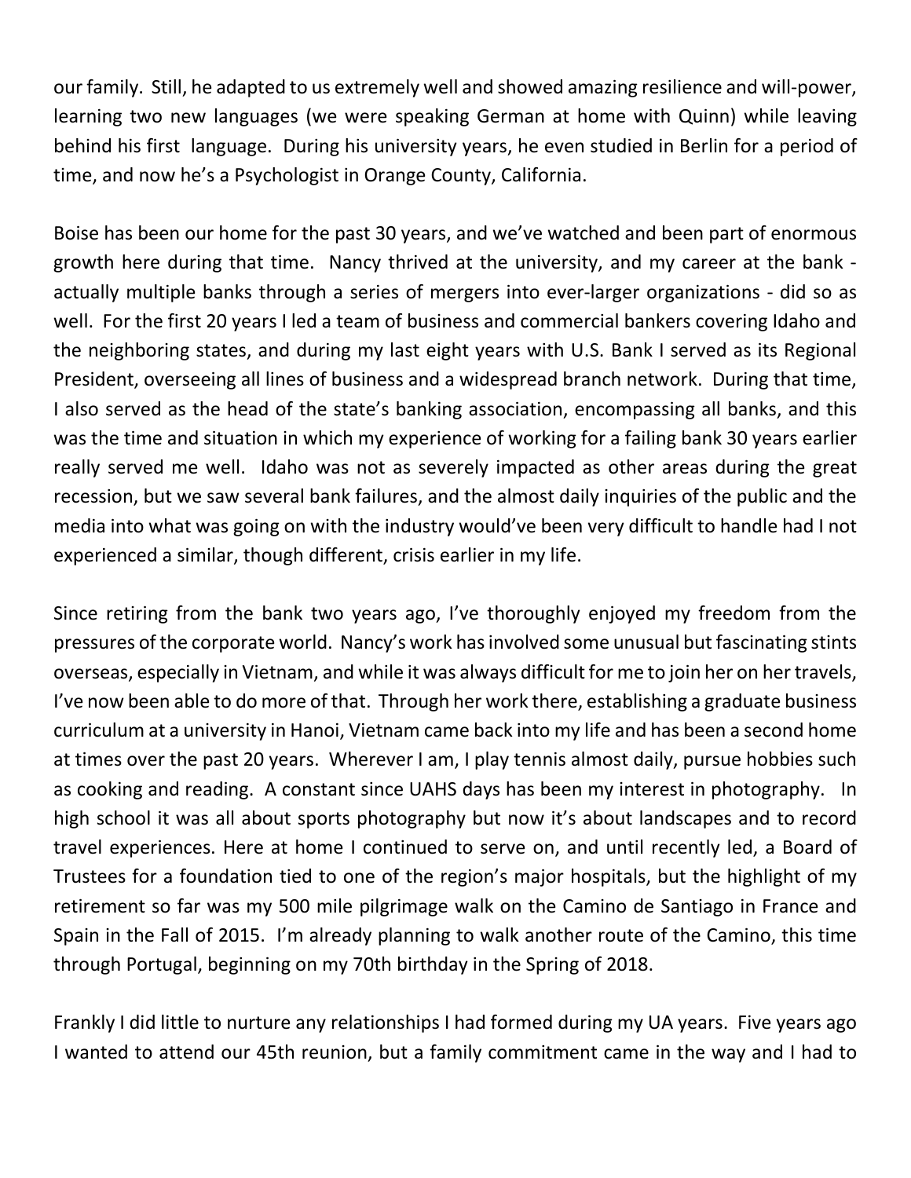our family. Still, he adapted to us extremely well and showed amazing resilience and will-power, learning two new languages (we were speaking German at home with Quinn) while leaving behind his first language. During his university years, he even studied in Berlin for a period of time, and now he's a Psychologist in Orange County, California.

Boise has been our home for the past 30 years, and we've watched and been part of enormous growth here during that time. Nancy thrived at the university, and my career at the bank - actually multiple banks through a series of mergers into ever-larger organizations - did so as well. For the first 20 years I led a team of business and commercial bankers covering Idaho and the neighboring states, and during my last eight years with U.S. Bank I served as its Regional President, overseeing all lines of business and a widespread branch network. During that time, I also served as the head of the state's banking association, encompassing all banks, and this was the time and situation in which my experience of working for a failing bank 30 years earlier really served me well. Idaho was not as severely impacted as other areas during the great recession, but we saw several bank failures, and the almost daily inquiries of the public and the media into what was going on with the industry would've been very difficult to handle had I not experienced a similar, though different, crisis earlier in my life.

Since retiring from the bank two years ago, I've thoroughly enjoyed my freedom from the pressures of the corporate world. Nancy's work has involved some unusual but fascinating stints overseas, especially in Vietnam, and while it was always difficult for me to join her on her travels, I've now been able to do more of that. Through her work there, establishing a graduate business curriculum at a university in Hanoi, Vietnam came back into my life and has been a second home at times over the past 20 years. Wherever I am, I play tennis almost daily, pursue hobbies such as cooking and reading. A constant since UAHS days has been my interest in photography. In high school it was all about sports photography but now it's about landscapes and to record travel experiences. Here at home I continued to serve on, and until recently led, a Board of Trustees for a foundation tied to one of the region's major hospitals, but the highlight of my retirement so far was my 500 mile pilgrimage walk on the Camino de Santiago in France and Spain in the Fall of 2015. I'm already planning to walk another route of the Camino, this time through Portugal, beginning on my 70th birthday in the Spring of 2018.

Frankly I did little to nurture any relationships I had formed during my UA years. Five years ago I wanted to attend our 45th reunion, but a family commitment came in the way and I had to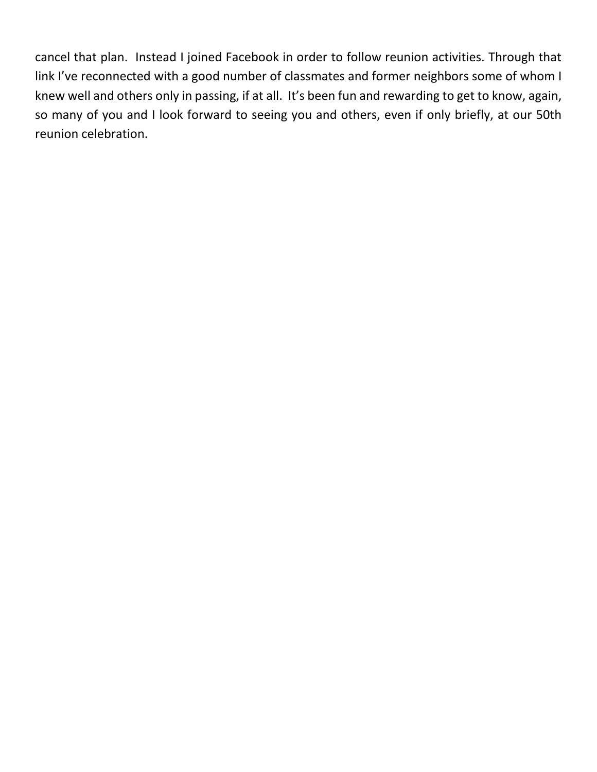cancel that plan. Instead I joined Facebook in order to follow reunion activities. Through that link I've reconnected with a good number of classmates and former neighbors some of whom I knew well and others only in passing, if at all. It's been fun and rewarding to get to know, again, so many of you and I look forward to seeing you and others, even if only briefly, at our 50th reunion celebration.